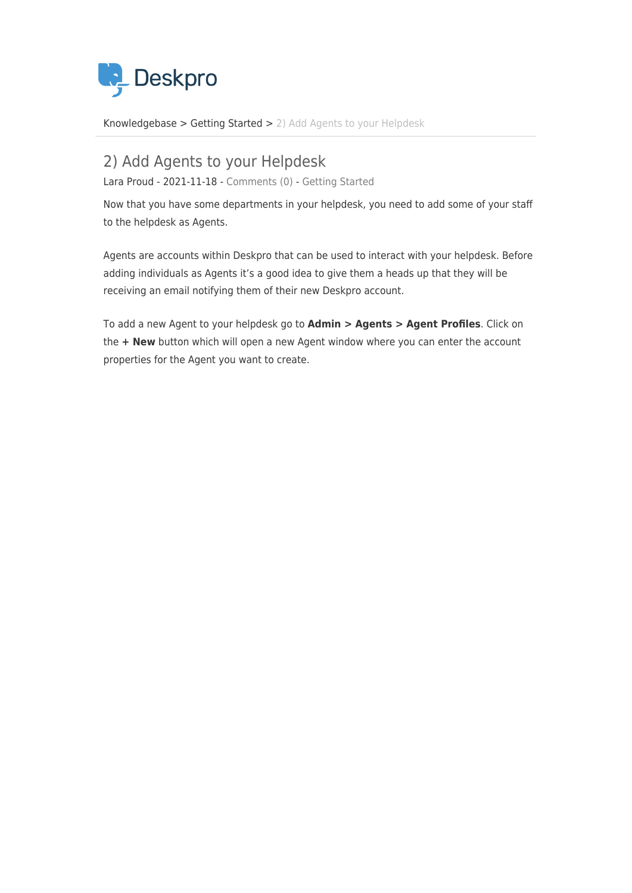Deskpro

Knowledgebase > Getting Started > 2) Add Agents to your Helpdesk

# 2) Add Agents to your Helpdesk

Lara Proud - 2021-11-18 - Comments (0) - Getting Started

Now that you have some departments in your helpdesk, you need to add some of your staff to the helpdesk as Agents.

Agents are accounts within Deskpro that can be used to interact with your helpdesk. Before adding individuals as Agents it's a good idea to give them a heads up that they will be receiving an email notifying them of their new Deskpro account.

To add a new Agent to your helpdesk go to **Admin > Agents > Agent Profiles**. Click on the **+ New** button which will open a new Agent window where you can enter the account properties for the Agent you want to create.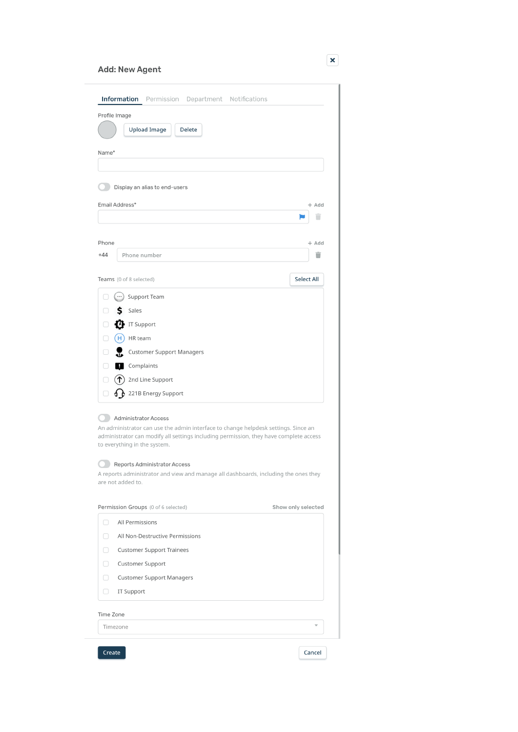## Add: New Agent

Information | Permission | Department | Notifications

Profile Image

Upload Image | Delete

Name*

Display an alias to end-users

Email Address* + Add

Phone + Add

+44 Phone number

Teams (0 of 8 selected) Select All

- Support Team
- Sales
- IT Support
- HR team
- Customer Support Managers
- Complaints
- 2nd Line Support
- 221B Energy Support

Administrator Access

An administrator can use the admin interface to change helpdesk settings. Since an administrator can modify all settings including permission, they have complete access to everything in the system.

Reports Administrator Access

A reports administrator and view and manage all dashboards, including the ones they are not added to.

Permission Groups (0 of 6 selected) Show only selected

- All Permissions
- All Non-Destructive Permissions
- Customer Support Trainees
- Customer Support
- Customer Support Managers
- IT Support

Time Zone

Timezone

Create | Cancel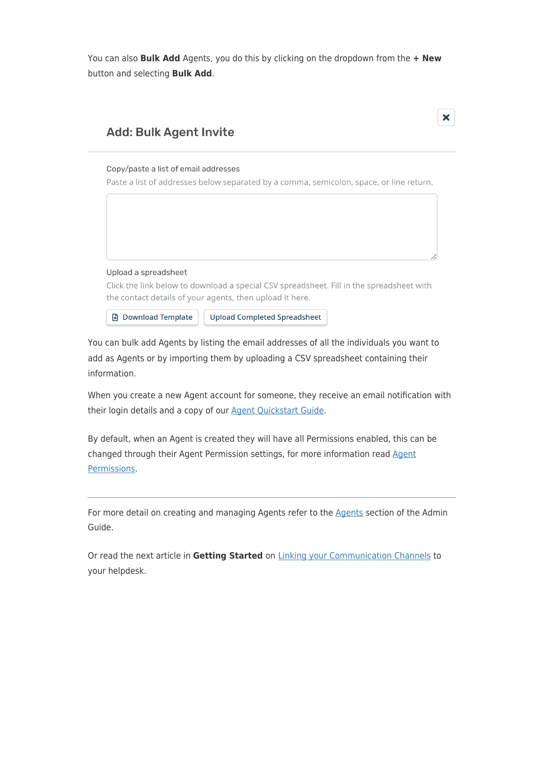You can also **Bulk Add** Agents, you do this by clicking on the dropdown from the **+ New** button and selecting **Bulk Add**.

### Add: Bulk Agent Invite

Copy/paste a list of email addresses

Paste a list of addresses below separated by a comma, semicolon, space, or line return.

Upload a spreadsheet

Click the link below to download a special CSV spreadsheet. Fill in the spreadsheet with the contact details of your agents, then upload it here.

Download Template | Upload Completed Spreadsheet

You can bulk add Agents by listing the email addresses of all the individuals you want to add as Agents or by importing them by uploading a CSV spreadsheet containing their information.

When you create a new Agent account for someone, they receive an email notification with their login details and a copy of our Agent Quickstart Guide.

By default, when an Agent is created they will have all Permissions enabled, this can be changed through their Agent Permission settings, for more information read Agent Permissions.

---

For more detail on creating and managing Agents refer to the Agents section of the Admin Guide.

Or read the next article in **Getting Started** on Linking your Communication Channels to your helpdesk.